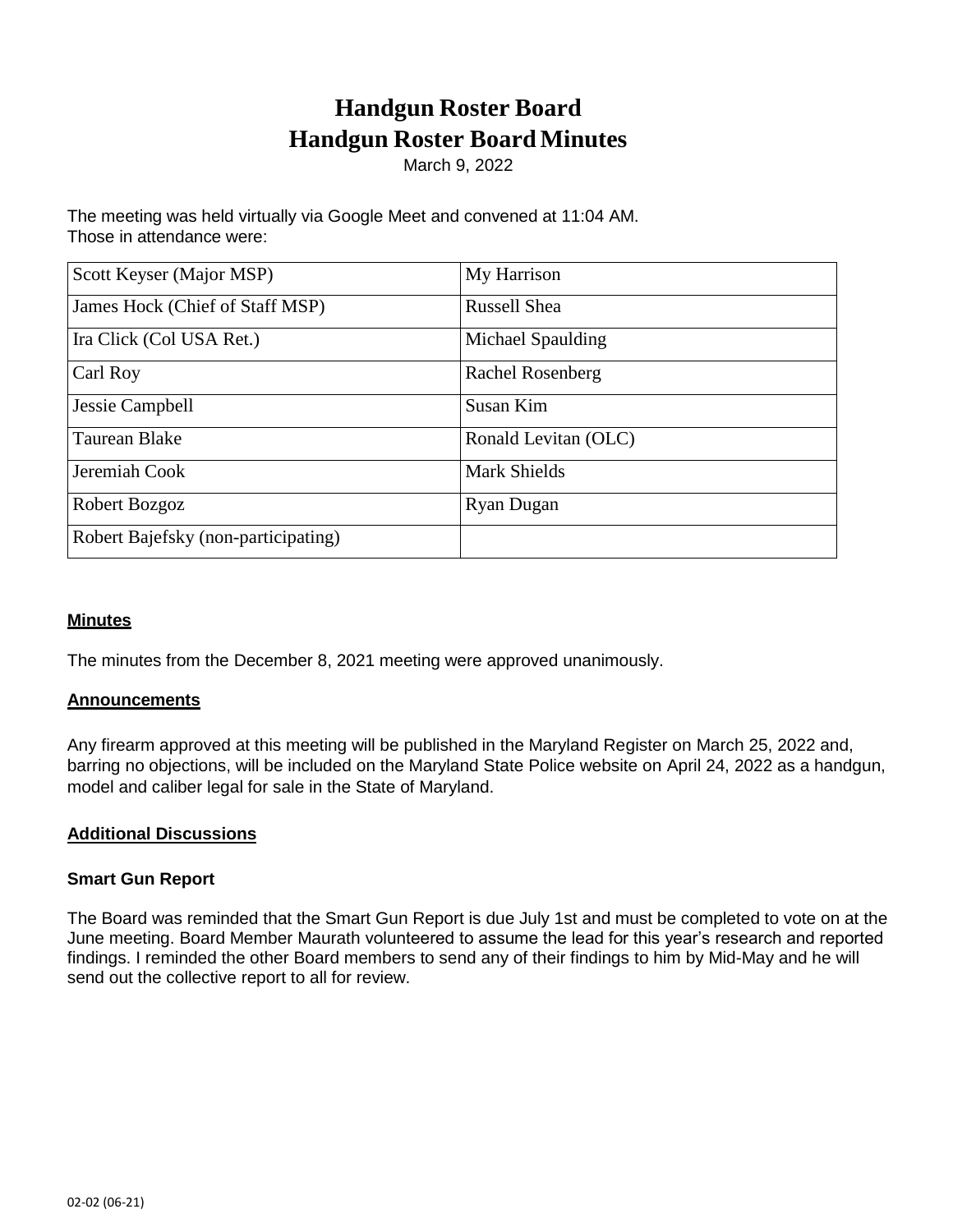# Handgun Roster Board
# Handgun Roster Board Minutes

March 9, 2022

The meeting was held virtually via Google Meet and convened at 11:04 AM.
Those in attendance were:

| | |
|---|---|
| Scott Keyser (Major MSP) | My Harrison |
| James Hock (Chief of Staff MSP) | Russell Shea |
| Ira Click (Col USA Ret.) | Michael Spaulding |
| Carl Roy | Rachel Rosenberg |
| Jessie Campbell | Susan Kim |
| Taurean Blake | Ronald Levitan (OLC) |
| Jeremiah Cook | Mark Shields |
| Robert Bozgoz | Ryan Dugan |
| Robert Bajefsky (non-participating) | |

## Minutes

The minutes from the December 8, 2021 meeting were approved unanimously.

## Announcements

Any firearm approved at this meeting will be published in the Maryland Register on March 25, 2022 and, barring no objections, will be included on the Maryland State Police website on April 24, 2022 as a handgun, model and caliber legal for sale in the State of Maryland.

## Additional Discussions

### Smart Gun Report

The Board was reminded that the Smart Gun Report is due July 1st and must be completed to vote on at the June meeting. Board Member Maurath volunteered to assume the lead for this year's research and reported findings. I reminded the other Board members to send any of their findings to him by Mid-May and he will send out the collective report to all for review.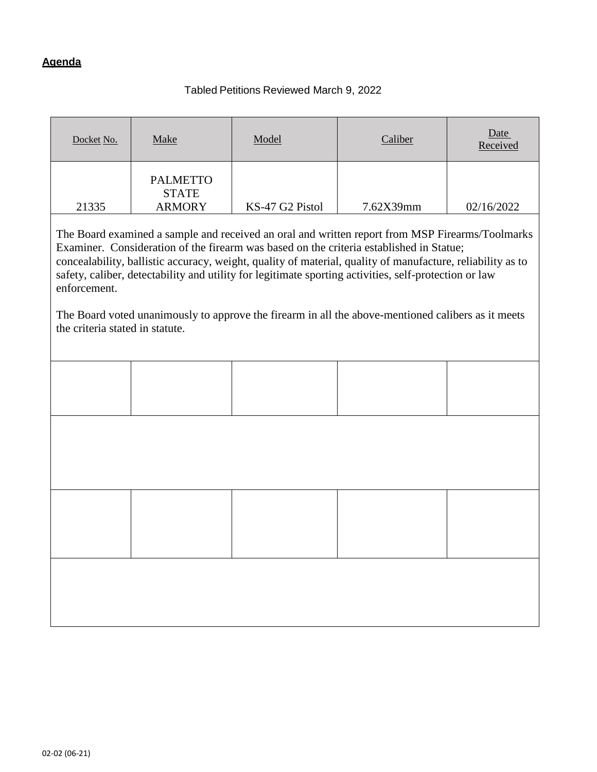**Agenda**

Tabled Petitions Reviewed March 9, 2022

| Docket No. | Make | Model | Caliber | Date Received |
|---|---|---|---|---|
| 21335 | PALMETTO STATE ARMORY | KS-47 G2 Pistol | 7.62X39mm | 02/16/2022 |

The Board examined a sample and received an oral and written report from MSP Firearms/Toolmarks Examiner. Consideration of the firearm was based on the criteria established in Statue; concealability, ballistic accuracy, weight, quality of material, quality of manufacture, reliability as to safety, caliber, detectability and utility for legitimate sporting activities, self-protection or law enforcement.

The Board voted unanimously to approve the firearm in all the above-mentioned calibers as it meets the criteria stated in statute.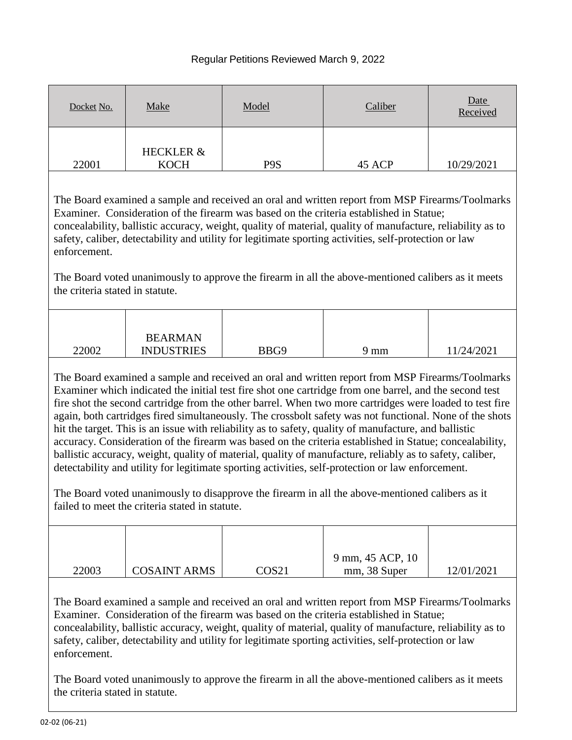Regular Petitions Reviewed March 9, 2022

| Docket No. | Make | Model | Caliber | Date Received |
|---|---|---|---|---|
| 22001 | HECKLER & KOCH | P9S | 45 ACP | 10/29/2021 |

The Board examined a sample and received an oral and written report from MSP Firearms/Toolmarks Examiner. Consideration of the firearm was based on the criteria established in Statue; concealability, ballistic accuracy, weight, quality of material, quality of manufacture, reliability as to safety, caliber, detectability and utility for legitimate sporting activities, self-protection or law enforcement.

The Board voted unanimously to approve the firearm in all the above-mentioned calibers as it meets the criteria stated in statute.

| Docket No. | Make | Model | Caliber | Date Received |
|---|---|---|---|---|
| 22002 | BEARMAN INDUSTRIES | BBG9 | 9 mm | 11/24/2021 |

The Board examined a sample and received an oral and written report from MSP Firearms/Toolmarks Examiner which indicated the initial test fire shot one cartridge from one barrel, and the second test fire shot the second cartridge from the other barrel. When two more cartridges were loaded to test fire again, both cartridges fired simultaneously. The crossbolt safety was not functional. None of the shots hit the target. This is an issue with reliability as to safety, quality of manufacture, and ballistic accuracy. Consideration of the firearm was based on the criteria established in Statue; concealability, ballistic accuracy, weight, quality of material, quality of manufacture, reliably as to safety, caliber, detectability and utility for legitimate sporting activities, self-protection or law enforcement.

The Board voted unanimously to disapprove the firearm in all the above-mentioned calibers as it failed to meet the criteria stated in statute.

| Docket No. | Make | Model | Caliber | Date Received |
|---|---|---|---|---|
| 22003 | COSAINT ARMS | COS21 | 9 mm, 45 ACP, 10 mm, 38 Super | 12/01/2021 |

The Board examined a sample and received an oral and written report from MSP Firearms/Toolmarks Examiner. Consideration of the firearm was based on the criteria established in Statue; concealability, ballistic accuracy, weight, quality of material, quality of manufacture, reliability as to safety, caliber, detectability and utility for legitimate sporting activities, self-protection or law enforcement.

The Board voted unanimously to approve the firearm in all the above-mentioned calibers as it meets the criteria stated in statute.

02-02 (06-21)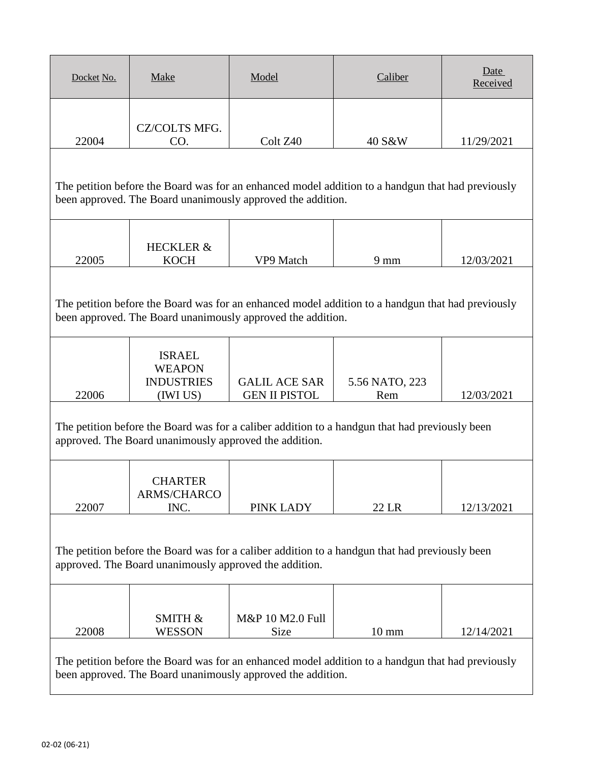| Docket No. | Make | Model | Caliber | Date Received |
| --- | --- | --- | --- | --- |
| 22004 | CZ/COLTS MFG. CO. | Colt Z40 | 40 S&W | 11/29/2021 |
| The petition before the Board was for an enhanced model addition to a handgun that had previously been approved. The Board unanimously approved the addition. | | | | |
| 22005 | HECKLER & KOCH | VP9 Match | 9 mm | 12/03/2021 |
| The petition before the Board was for an enhanced model addition to a handgun that had previously been approved. The Board unanimously approved the addition. | | | | |
| 22006 | ISRAEL WEAPON INDUSTRIES (IWI US) | GALIL ACE SAR GEN II PISTOL | 5.56 NATO, 223 Rem | 12/03/2021 |
| The petition before the Board was for a caliber addition to a handgun that had previously been approved. The Board unanimously approved the addition. | | | | |
| 22007 | CHARTER ARMS/CHARCO INC. | PINK LADY | 22 LR | 12/13/2021 |
| The petition before the Board was for a caliber addition to a handgun that had previously been approved. The Board unanimously approved the addition. | | | | |
| 22008 | SMITH & WESSON | M&P 10 M2.0 Full Size | 10 mm | 12/14/2021 |
| The petition before the Board was for an enhanced model addition to a handgun that had previously been approved. The Board unanimously approved the addition. | | | | |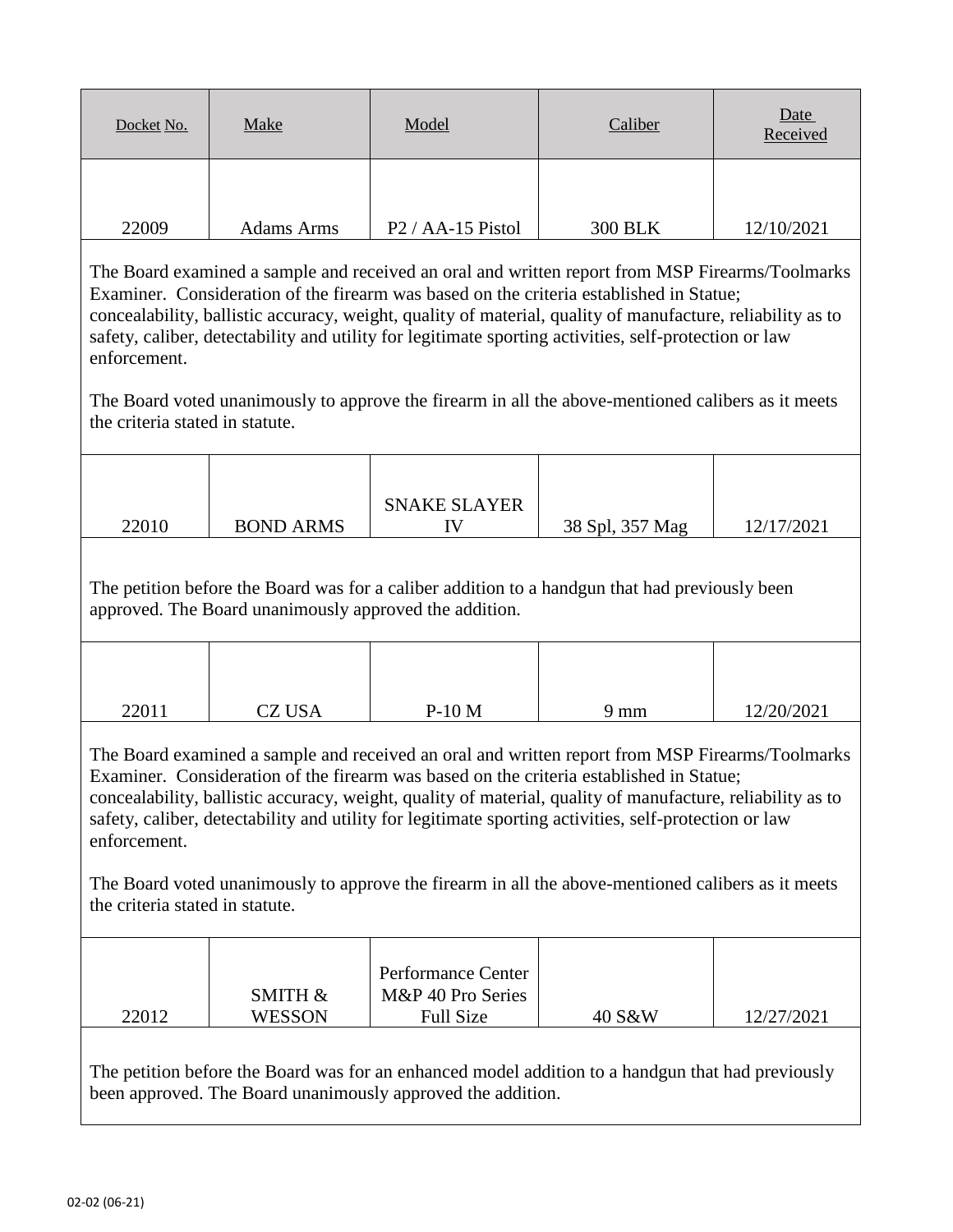| Docket No. | Make | Model | Caliber | Date Received |
| --- | --- | --- | --- | --- |
| 22009 | Adams Arms | P2 / AA-15 Pistol | 300 BLK | 12/10/2021 |

The Board examined a sample and received an oral and written report from MSP Firearms/Toolmarks Examiner. Consideration of the firearm was based on the criteria established in Statue; concealability, ballistic accuracy, weight, quality of material, quality of manufacture, reliability as to safety, caliber, detectability and utility for legitimate sporting activities, self-protection or law enforcement.

The Board voted unanimously to approve the firearm in all the above-mentioned calibers as it meets the criteria stated in statute.

| Docket No. | Make | Model | Caliber | Date Received |
| --- | --- | --- | --- | --- |
| 22010 | BOND ARMS | SNAKE SLAYER IV | 38 Spl, 357 Mag | 12/17/2021 |

The petition before the Board was for a caliber addition to a handgun that had previously been approved. The Board unanimously approved the addition.

| Docket No. | Make | Model | Caliber | Date Received |
| --- | --- | --- | --- | --- |
| 22011 | CZ USA | P-10 M | 9 mm | 12/20/2021 |

The Board examined a sample and received an oral and written report from MSP Firearms/Toolmarks Examiner. Consideration of the firearm was based on the criteria established in Statue; concealability, ballistic accuracy, weight, quality of material, quality of manufacture, reliability as to safety, caliber, detectability and utility for legitimate sporting activities, self-protection or law enforcement.

The Board voted unanimously to approve the firearm in all the above-mentioned calibers as it meets the criteria stated in statute.

| Docket No. | Make | Model | Caliber | Date Received |
| --- | --- | --- | --- | --- |
| 22012 | SMITH & WESSON | Performance Center M&P 40 Pro Series Full Size | 40 S&W | 12/27/2021 |

The petition before the Board was for an enhanced model addition to a handgun that had previously been approved. The Board unanimously approved the addition.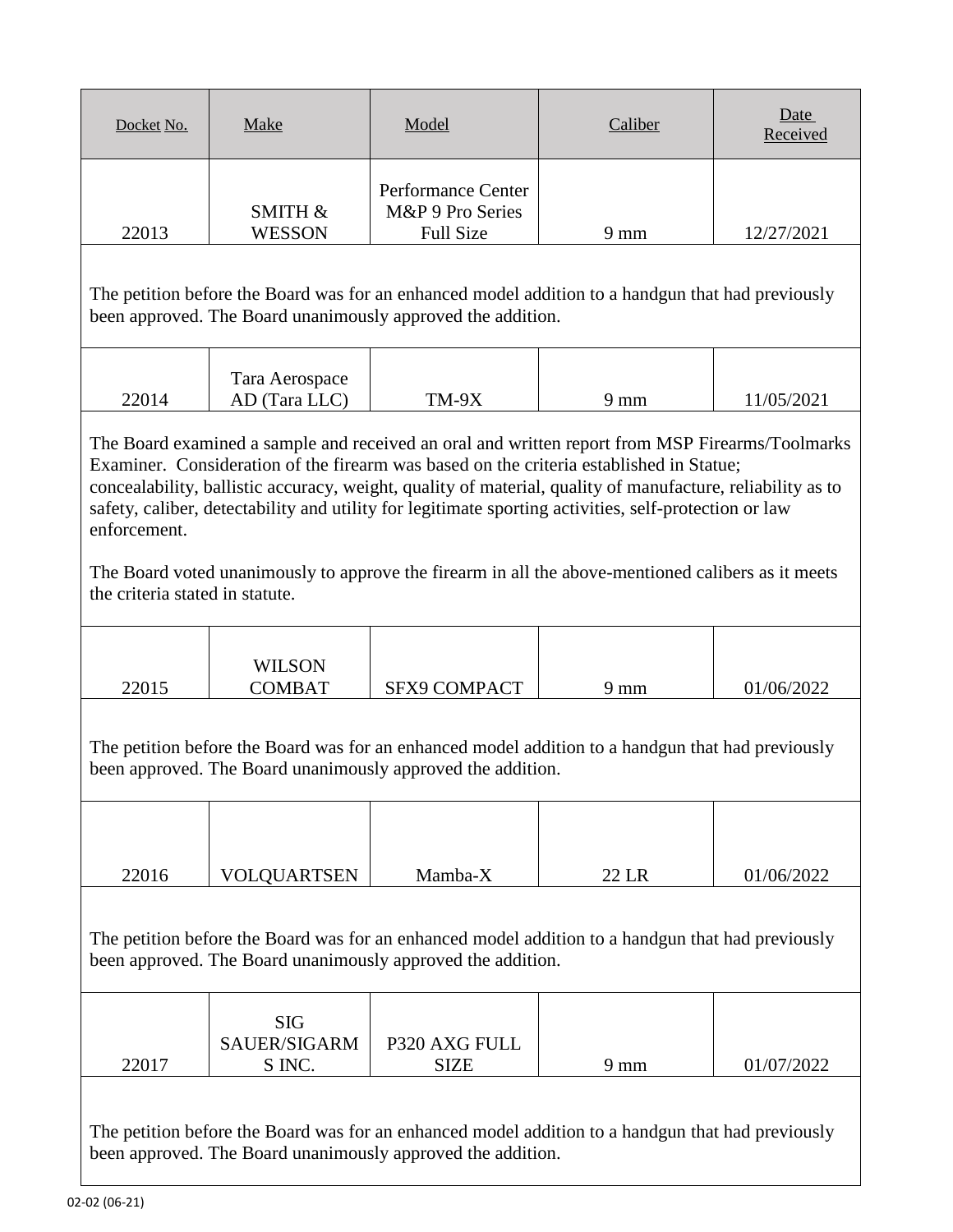| Docket No. | Make | Model | Caliber | Date Received |
|---|---|---|---|---|
| 22013 | SMITH & WESSON | Performance Center M&P 9 Pro Series Full Size | 9 mm | 12/27/2021 |

The petition before the Board was for an enhanced model addition to a handgun that had previously been approved. The Board unanimously approved the addition.

| Docket No. | Make | Model | Caliber | Date Received |
|---|---|---|---|---|
| 22014 | Tara Aerospace AD (Tara LLC) | TM-9X | 9 mm | 11/05/2021 |

The Board examined a sample and received an oral and written report from MSP Firearms/Toolmarks Examiner. Consideration of the firearm was based on the criteria established in Statue; concealability, ballistic accuracy, weight, quality of material, quality of manufacture, reliability as to safety, caliber, detectability and utility for legitimate sporting activities, self-protection or law enforcement.

The Board voted unanimously to approve the firearm in all the above-mentioned calibers as it meets the criteria stated in statute.

| Docket No. | Make | Model | Caliber | Date Received |
|---|---|---|---|---|
| 22015 | WILSON COMBAT | SFX9 COMPACT | 9 mm | 01/06/2022 |

The petition before the Board was for an enhanced model addition to a handgun that had previously been approved. The Board unanimously approved the addition.

| Docket No. | Make | Model | Caliber | Date Received |
|---|---|---|---|---|
| 22016 | VOLQUARTSEN | Mamba-X | 22 LR | 01/06/2022 |

The petition before the Board was for an enhanced model addition to a handgun that had previously been approved. The Board unanimously approved the addition.

| Docket No. | Make | Model | Caliber | Date Received |
|---|---|---|---|---|
| 22017 | SIG SAUER/SIGARMS INC. | P320 AXG FULL SIZE | 9 mm | 01/07/2022 |

The petition before the Board was for an enhanced model addition to a handgun that had previously been approved. The Board unanimously approved the addition.

02-02 (06-21)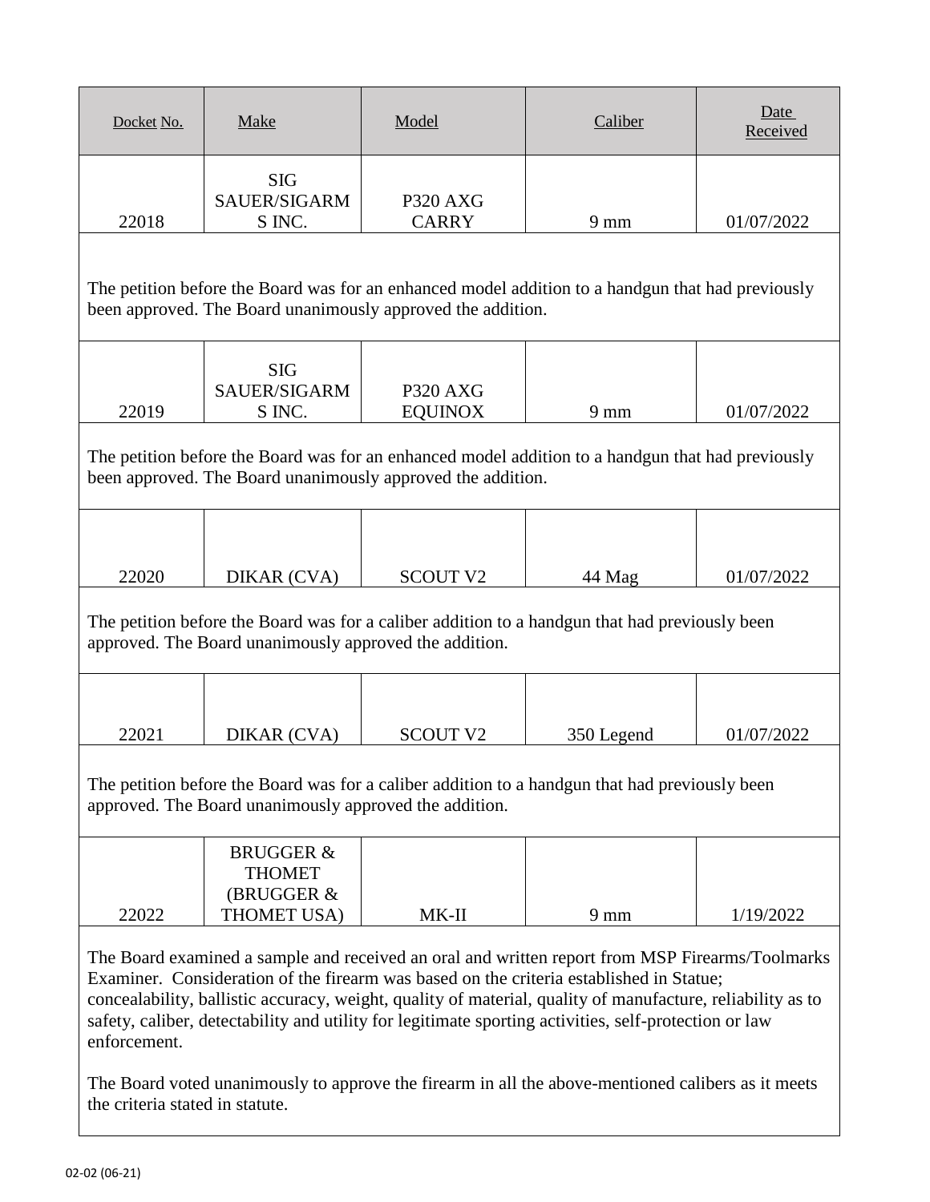| Docket No. | Make | Model | Caliber | Date Received |
|---|---|---|---|---|
| 22018 | SIG SAUER/SIGARMS INC. | P320 AXG CARRY | 9 mm | 01/07/2022 |
| The petition before the Board was for an enhanced model addition to a handgun that had previously been approved. The Board unanimously approved the addition. | | | | |
| 22019 | SIG SAUER/SIGARMS INC. | P320 AXG EQUINOX | 9 mm | 01/07/2022 |
| The petition before the Board was for an enhanced model addition to a handgun that had previously been approved. The Board unanimously approved the addition. | | | | |
| 22020 | DIKAR (CVA) | SCOUT V2 | 44 Mag | 01/07/2022 |
| The petition before the Board was for a caliber addition to a handgun that had previously been approved. The Board unanimously approved the addition. | | | | |
| 22021 | DIKAR (CVA) | SCOUT V2 | 350 Legend | 01/07/2022 |
| The petition before the Board was for a caliber addition to a handgun that had previously been approved. The Board unanimously approved the addition. | | | | |
| 22022 | BRUGGER & THOMET (BRUGGER & THOMET USA) | MK-II | 9 mm | 1/19/2022 |
| The Board examined a sample and received an oral and written report from MSP Firearms/Toolmarks Examiner. Consideration of the firearm was based on the criteria established in Statue; concealability, ballistic accuracy, weight, quality of material, quality of manufacture, reliability as to safety, caliber, detectability and utility for legitimate sporting activities, self-protection or law enforcement. The Board voted unanimously to approve the firearm in all the above-mentioned calibers as it meets the criteria stated in statute. | | | | |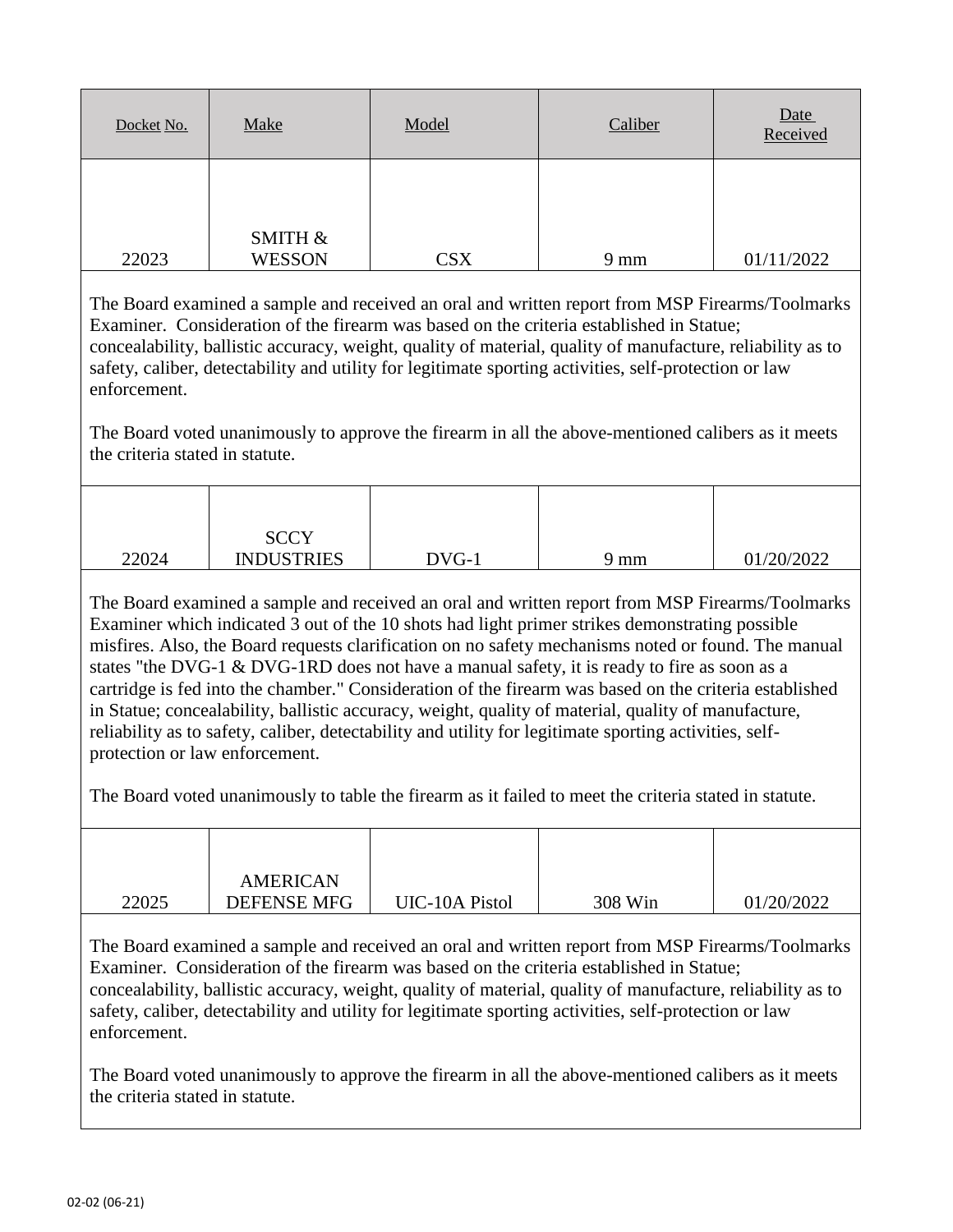| Docket No. | Make | Model | Caliber | Date Received |
|---|---|---|---|---|
| 22023 | SMITH & WESSON | CSX | 9 mm | 01/11/2022 |

The Board examined a sample and received an oral and written report from MSP Firearms/Toolmarks Examiner. Consideration of the firearm was based on the criteria established in Statue; concealability, ballistic accuracy, weight, quality of material, quality of manufacture, reliability as to safety, caliber, detectability and utility for legitimate sporting activities, self-protection or law enforcement.

The Board voted unanimously to approve the firearm in all the above-mentioned calibers as it meets the criteria stated in statute.

| Docket No. | Make | Model | Caliber | Date Received |
|---|---|---|---|---|
| 22024 | SCCY INDUSTRIES | DVG-1 | 9 mm | 01/20/2022 |

The Board examined a sample and received an oral and written report from MSP Firearms/Toolmarks Examiner which indicated 3 out of the 10 shots had light primer strikes demonstrating possible misfires. Also, the Board requests clarification on no safety mechanisms noted or found. The manual states "the DVG-1 & DVG-1RD does not have a manual safety, it is ready to fire as soon as a cartridge is fed into the chamber." Consideration of the firearm was based on the criteria established in Statue; concealability, ballistic accuracy, weight, quality of material, quality of manufacture, reliability as to safety, caliber, detectability and utility for legitimate sporting activities, self-protection or law enforcement.

The Board voted unanimously to table the firearm as it failed to meet the criteria stated in statute.

| Docket No. | Make | Model | Caliber | Date Received |
|---|---|---|---|---|
| 22025 | AMERICAN DEFENSE MFG | UIC-10A Pistol | 308 Win | 01/20/2022 |

The Board examined a sample and received an oral and written report from MSP Firearms/Toolmarks Examiner. Consideration of the firearm was based on the criteria established in Statue; concealability, ballistic accuracy, weight, quality of material, quality of manufacture, reliability as to safety, caliber, detectability and utility for legitimate sporting activities, self-protection or law enforcement.

The Board voted unanimously to approve the firearm in all the above-mentioned calibers as it meets the criteria stated in statute.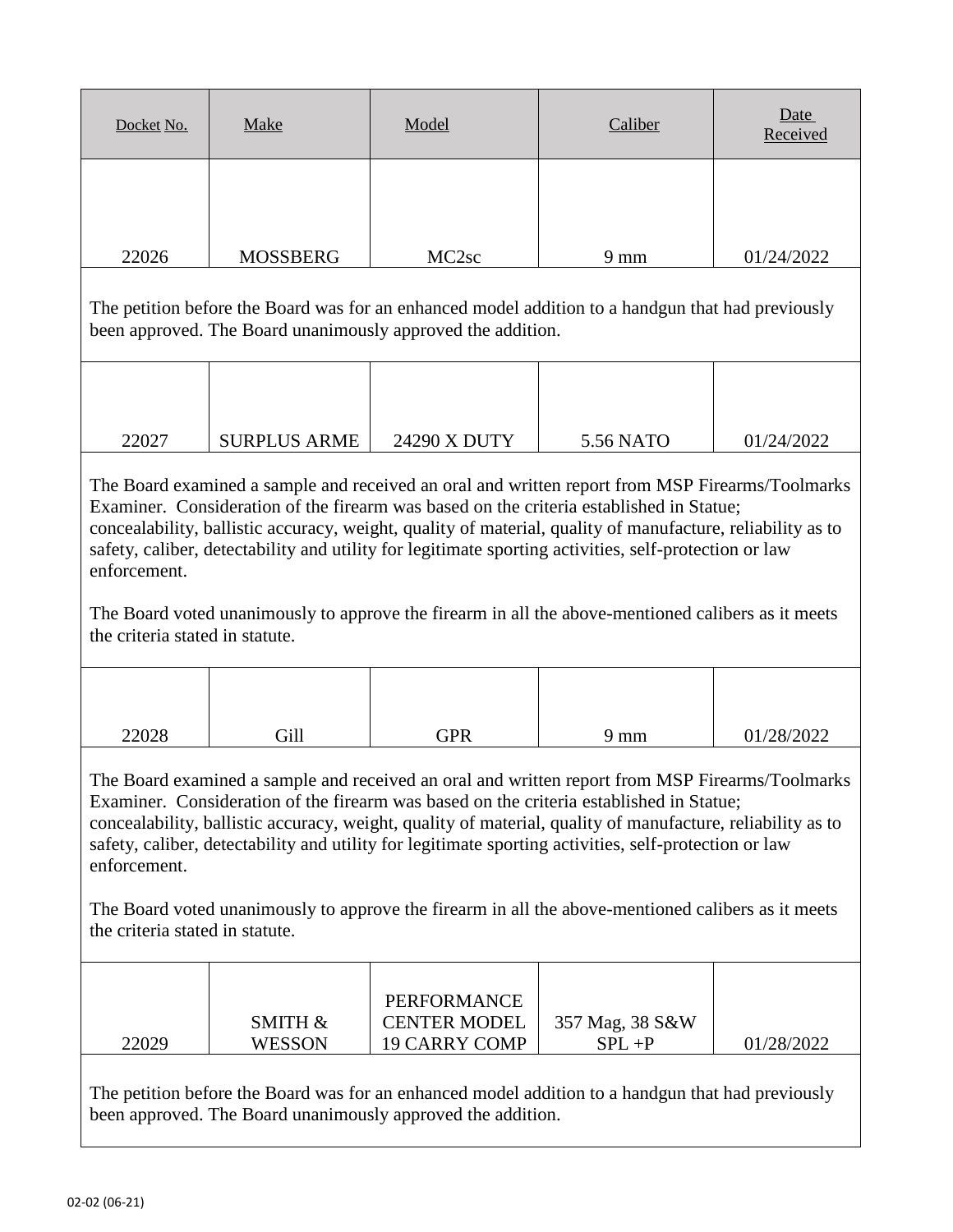| Docket No. | Make | Model | Caliber | Date Received |
|---|---|---|---|---|
| 22026 | MOSSBERG | MC2sc | 9 mm | 01/24/2022 |

The petition before the Board was for an enhanced model addition to a handgun that had previously been approved. The Board unanimously approved the addition.

| Docket No. | Make | Model | Caliber | Date Received |
|---|---|---|---|---|
| 22027 | SURPLUS ARME | 24290 X DUTY | 5.56 NATO | 01/24/2022 |

The Board examined a sample and received an oral and written report from MSP Firearms/Toolmarks Examiner. Consideration of the firearm was based on the criteria established in Statue; concealability, ballistic accuracy, weight, quality of material, quality of manufacture, reliability as to safety, caliber, detectability and utility for legitimate sporting activities, self-protection or law enforcement.

The Board voted unanimously to approve the firearm in all the above-mentioned calibers as it meets the criteria stated in statute.

| Docket No. | Make | Model | Caliber | Date Received |
|---|---|---|---|---|
| 22028 | Gill | GPR | 9 mm | 01/28/2022 |

The Board examined a sample and received an oral and written report from MSP Firearms/Toolmarks Examiner. Consideration of the firearm was based on the criteria established in Statue; concealability, ballistic accuracy, weight, quality of material, quality of manufacture, reliability as to safety, caliber, detectability and utility for legitimate sporting activities, self-protection or law enforcement.

The Board voted unanimously to approve the firearm in all the above-mentioned calibers as it meets the criteria stated in statute.

| Docket No. | Make | Model | Caliber | Date Received |
|---|---|---|---|---|
| 22029 | SMITH & WESSON | PERFORMANCE CENTER MODEL 19 CARRY COMP | 357 Mag, 38 S&W SPL +P | 01/28/2022 |

The petition before the Board was for an enhanced model addition to a handgun that had previously been approved. The Board unanimously approved the addition.

02-02 (06-21)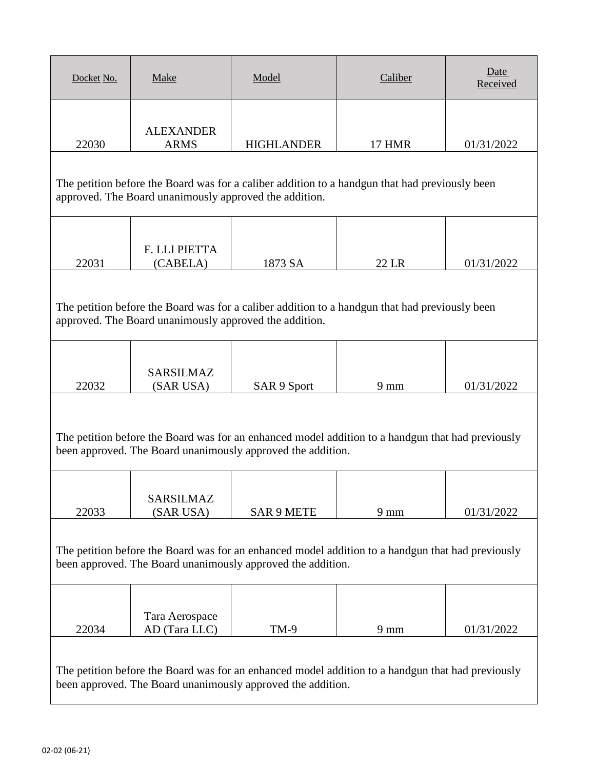| Docket No. | Make | Model | Caliber | Date Received |
|---|---|---|---|---|
| 22030 | ALEXANDER ARMS | HIGHLANDER | 17 HMR | 01/31/2022 |
| The petition before the Board was for a caliber addition to a handgun that had previously been approved. The Board unanimously approved the addition. | | | | |
| 22031 | F. LLI PIETTA (CABELA) | 1873 SA | 22 LR | 01/31/2022 |
| The petition before the Board was for a caliber addition to a handgun that had previously been approved. The Board unanimously approved the addition. | | | | |
| 22032 | SARSILMAZ (SAR USA) | SAR 9 Sport | 9 mm | 01/31/2022 |
| The petition before the Board was for an enhanced model addition to a handgun that had previously been approved. The Board unanimously approved the addition. | | | | |
| 22033 | SARSILMAZ (SAR USA) | SAR 9 METE | 9 mm | 01/31/2022 |
| The petition before the Board was for an enhanced model addition to a handgun that had previously been approved. The Board unanimously approved the addition. | | | | |
| 22034 | Tara Aerospace AD (Tara LLC) | TM-9 | 9 mm | 01/31/2022 |
| The petition before the Board was for an enhanced model addition to a handgun that had previously been approved. The Board unanimously approved the addition. | | | | |

02-02 (06-21)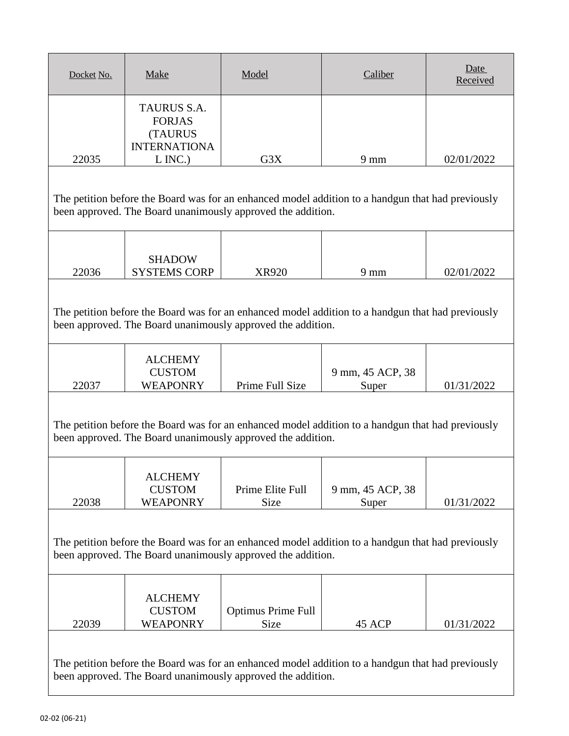| Docket No. | Make | Model | Caliber | Date Received |
|---|---|---|---|---|
| 22035 | TAURUS S.A. FORJAS (TAURUS INTERNATIONAL INC.) | G3X | 9 mm | 02/01/2022 |
| The petition before the Board was for an enhanced model addition to a handgun that had previously been approved. The Board unanimously approved the addition. | | | | |
| 22036 | SHADOW SYSTEMS CORP | XR920 | 9 mm | 02/01/2022 |
| The petition before the Board was for an enhanced model addition to a handgun that had previously been approved. The Board unanimously approved the addition. | | | | |
| 22037 | ALCHEMY CUSTOM WEAPONRY | Prime Full Size | 9 mm, 45 ACP, 38 Super | 01/31/2022 |
| The petition before the Board was for an enhanced model addition to a handgun that had previously been approved. The Board unanimously approved the addition. | | | | |
| 22038 | ALCHEMY CUSTOM WEAPONRY | Prime Elite Full Size | 9 mm, 45 ACP, 38 Super | 01/31/2022 |
| The petition before the Board was for an enhanced model addition to a handgun that had previously been approved. The Board unanimously approved the addition. | | | | |
| 22039 | ALCHEMY CUSTOM WEAPONRY | Optimus Prime Full Size | 45 ACP | 01/31/2022 |
| The petition before the Board was for an enhanced model addition to a handgun that had previously been approved. The Board unanimously approved the addition. | | | | |

02-02 (06-21)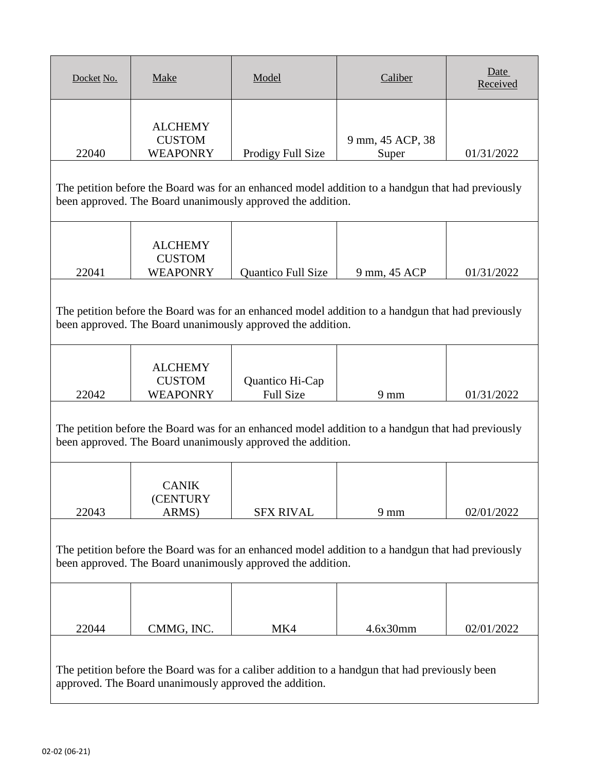| Docket No. | Make | Model | Caliber | Date Received |
| --- | --- | --- | --- | --- |
| 22040 | ALCHEMY CUSTOM WEAPONRY | Prodigy Full Size | 9 mm, 45 ACP, 38 Super | 01/31/2022 |
| The petition before the Board was for an enhanced model addition to a handgun that had previously been approved. The Board unanimously approved the addition. | | | | |
| 22041 | ALCHEMY CUSTOM WEAPONRY | Quantico Full Size | 9 mm, 45 ACP | 01/31/2022 |
| The petition before the Board was for an enhanced model addition to a handgun that had previously been approved. The Board unanimously approved the addition. | | | | |
| 22042 | ALCHEMY CUSTOM WEAPONRY | Quantico Hi-Cap Full Size | 9 mm | 01/31/2022 |
| The petition before the Board was for an enhanced model addition to a handgun that had previously been approved. The Board unanimously approved the addition. | | | | |
| 22043 | CANIK (CENTURY ARMS) | SFX RIVAL | 9 mm | 02/01/2022 |
| The petition before the Board was for an enhanced model addition to a handgun that had previously been approved. The Board unanimously approved the addition. | | | | |
| 22044 | CMMG, INC. | MK4 | 4.6x30mm | 02/01/2022 |
| The petition before the Board was for a caliber addition to a handgun that had previously been approved. The Board unanimously approved the addition. | | | | |

02-02 (06-21)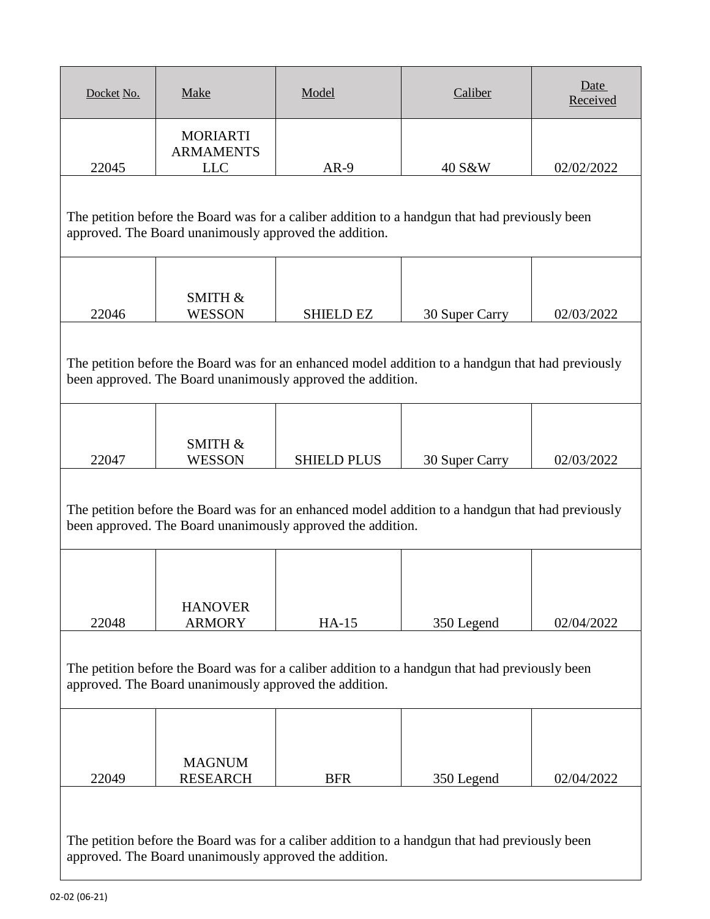| Docket No. | Make | Model | Caliber | Date Received |
|---|---|---|---|---|
| 22045 | MORIARTI ARMAMENTS LLC | AR-9 | 40 S&W | 02/02/2022 |
| The petition before the Board was for a caliber addition to a handgun that had previously been approved. The Board unanimously approved the addition. | | | | |
| 22046 | SMITH & WESSON | SHIELD EZ | 30 Super Carry | 02/03/2022 |
| The petition before the Board was for an enhanced model addition to a handgun that had previously been approved. The Board unanimously approved the addition. | | | | |
| 22047 | SMITH & WESSON | SHIELD PLUS | 30 Super Carry | 02/03/2022 |
| The petition before the Board was for an enhanced model addition to a handgun that had previously been approved. The Board unanimously approved the addition. | | | | |
| 22048 | HANOVER ARMORY | HA-15 | 350 Legend | 02/04/2022 |
| The petition before the Board was for a caliber addition to a handgun that had previously been approved. The Board unanimously approved the addition. | | | | |
| 22049 | MAGNUM RESEARCH | BFR | 350 Legend | 02/04/2022 |
| The petition before the Board was for a caliber addition to a handgun that had previously been approved. The Board unanimously approved the addition. | | | | |

02-02 (06-21)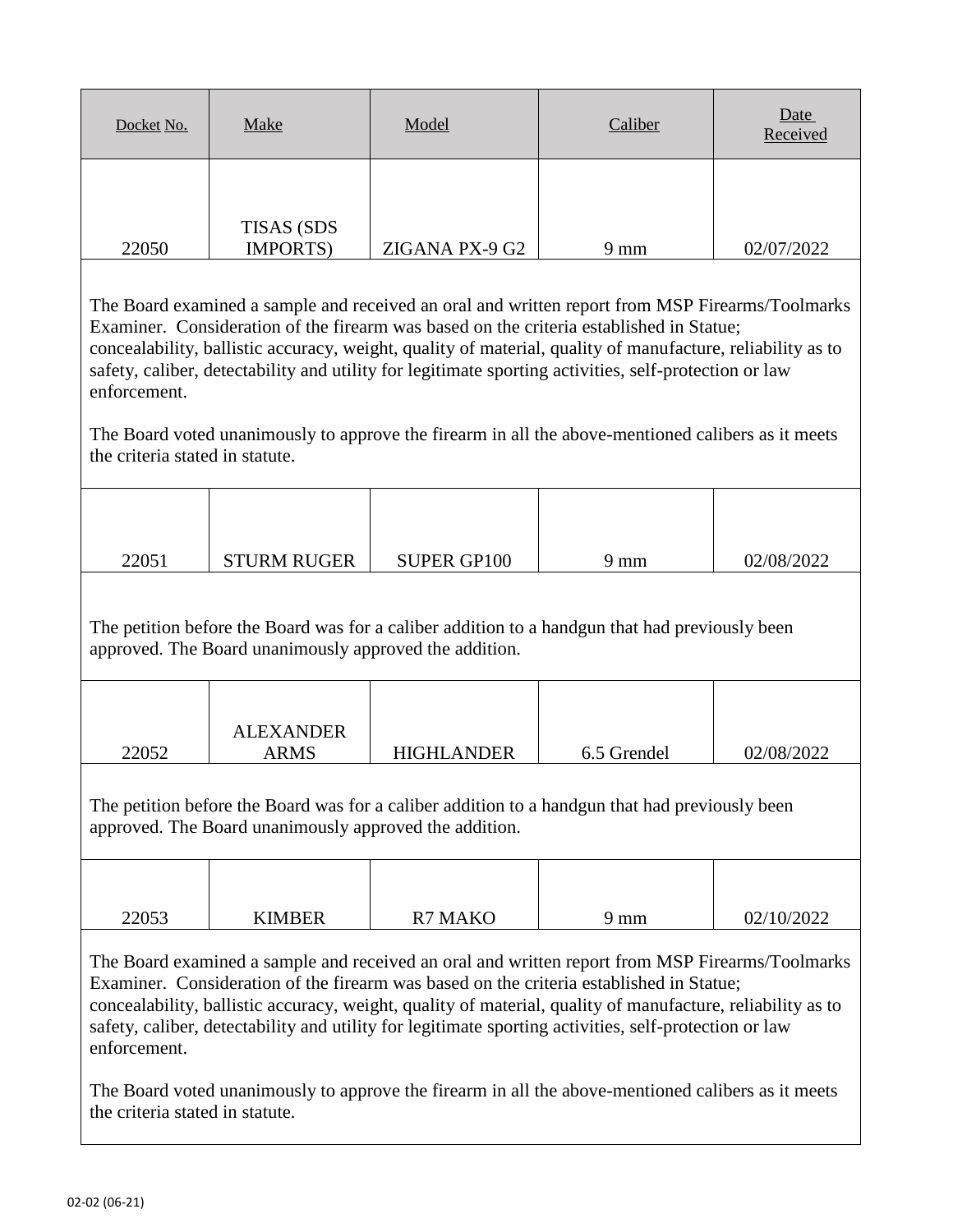| Docket No. | Make | Model | Caliber | Date Received |
|---|---|---|---|---|
| 22050 | TISAS (SDS IMPORTS) | ZIGANA PX-9 G2 | 9 mm | 02/07/2022 |

The Board examined a sample and received an oral and written report from MSP Firearms/Toolmarks Examiner. Consideration of the firearm was based on the criteria established in Statue; concealability, ballistic accuracy, weight, quality of material, quality of manufacture, reliability as to safety, caliber, detectability and utility for legitimate sporting activities, self-protection or law enforcement.

The Board voted unanimously to approve the firearm in all the above-mentioned calibers as it meets the criteria stated in statute.

| Docket No. | Make | Model | Caliber | Date Received |
|---|---|---|---|---|
| 22051 | STURM RUGER | SUPER GP100 | 9 mm | 02/08/2022 |

The petition before the Board was for a caliber addition to a handgun that had previously been approved. The Board unanimously approved the addition.

| Docket No. | Make | Model | Caliber | Date Received |
|---|---|---|---|---|
| 22052 | ALEXANDER ARMS | HIGHLANDER | 6.5 Grendel | 02/08/2022 |

The petition before the Board was for a caliber addition to a handgun that had previously been approved. The Board unanimously approved the addition.

| Docket No. | Make | Model | Caliber | Date Received |
|---|---|---|---|---|
| 22053 | KIMBER | R7 MAKO | 9 mm | 02/10/2022 |

The Board examined a sample and received an oral and written report from MSP Firearms/Toolmarks Examiner. Consideration of the firearm was based on the criteria established in Statue; concealability, ballistic accuracy, weight, quality of material, quality of manufacture, reliability as to safety, caliber, detectability and utility for legitimate sporting activities, self-protection or law enforcement.

The Board voted unanimously to approve the firearm in all the above-mentioned calibers as it meets the criteria stated in statute.

02-02 (06-21)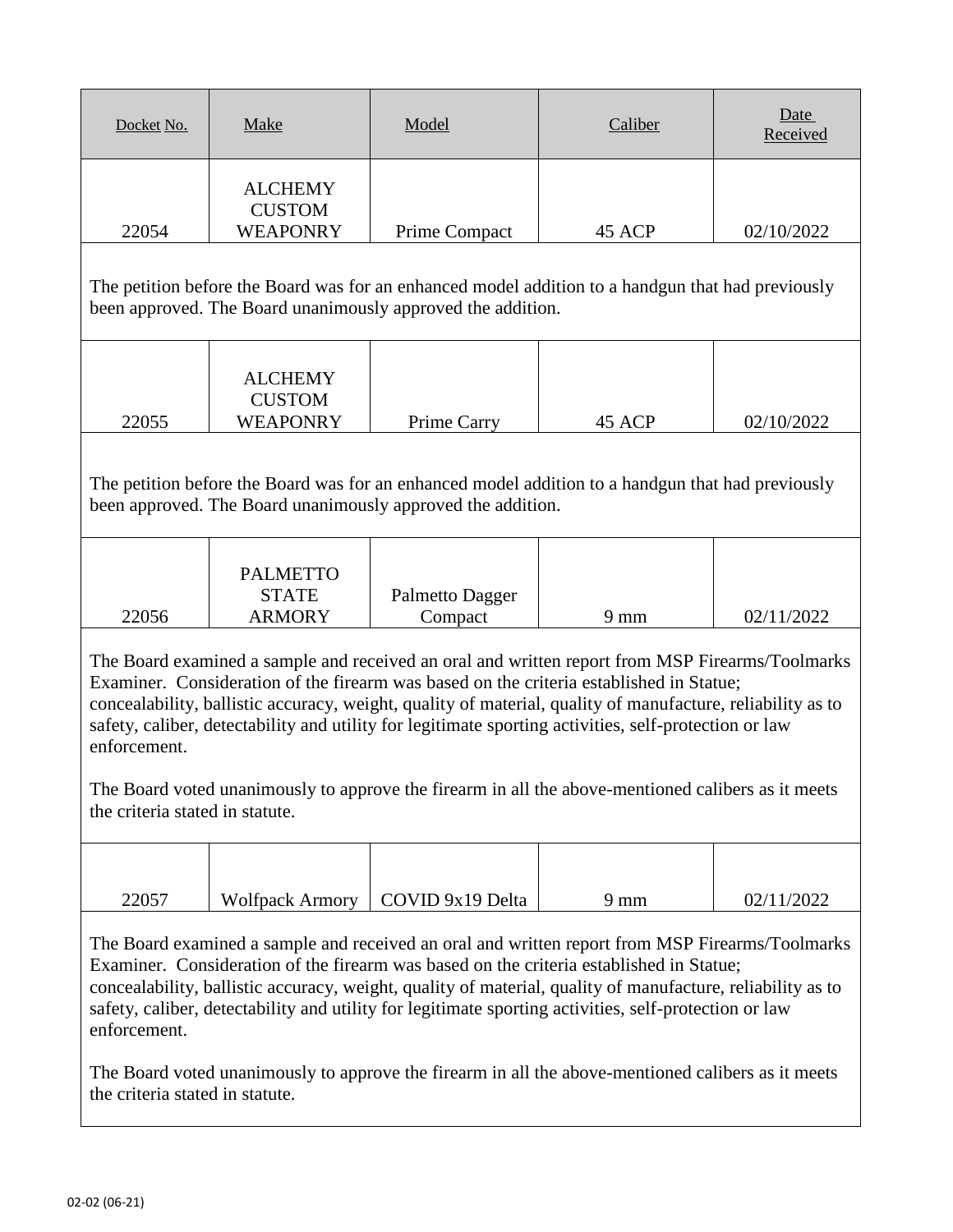| Docket No. | Make | Model | Caliber | Date Received |
|---|---|---|---|---|
| 22054 | ALCHEMY CUSTOM WEAPONRY | Prime Compact | 45 ACP | 02/10/2022 |

The petition before the Board was for an enhanced model addition to a handgun that had previously been approved. The Board unanimously approved the addition.

| Docket No. | Make | Model | Caliber | Date Received |
|---|---|---|---|---|
| 22055 | ALCHEMY CUSTOM WEAPONRY | Prime Carry | 45 ACP | 02/10/2022 |

The petition before the Board was for an enhanced model addition to a handgun that had previously been approved. The Board unanimously approved the addition.

| Docket No. | Make | Model | Caliber | Date Received |
|---|---|---|---|---|
| 22056 | PALMETTO STATE ARMORY | Palmetto Dagger Compact | 9 mm | 02/11/2022 |

The Board examined a sample and received an oral and written report from MSP Firearms/Toolmarks Examiner. Consideration of the firearm was based on the criteria established in Statue; concealability, ballistic accuracy, weight, quality of material, quality of manufacture, reliability as to safety, caliber, detectability and utility for legitimate sporting activities, self-protection or law enforcement.

The Board voted unanimously to approve the firearm in all the above-mentioned calibers as it meets the criteria stated in statute.

| Docket No. | Make | Model | Caliber | Date Received |
|---|---|---|---|---|
| 22057 | Wolfpack Armory | COVID 9x19 Delta | 9 mm | 02/11/2022 |

The Board examined a sample and received an oral and written report from MSP Firearms/Toolmarks Examiner. Consideration of the firearm was based on the criteria established in Statue; concealability, ballistic accuracy, weight, quality of material, quality of manufacture, reliability as to safety, caliber, detectability and utility for legitimate sporting activities, self-protection or law enforcement.

The Board voted unanimously to approve the firearm in all the above-mentioned calibers as it meets the criteria stated in statute.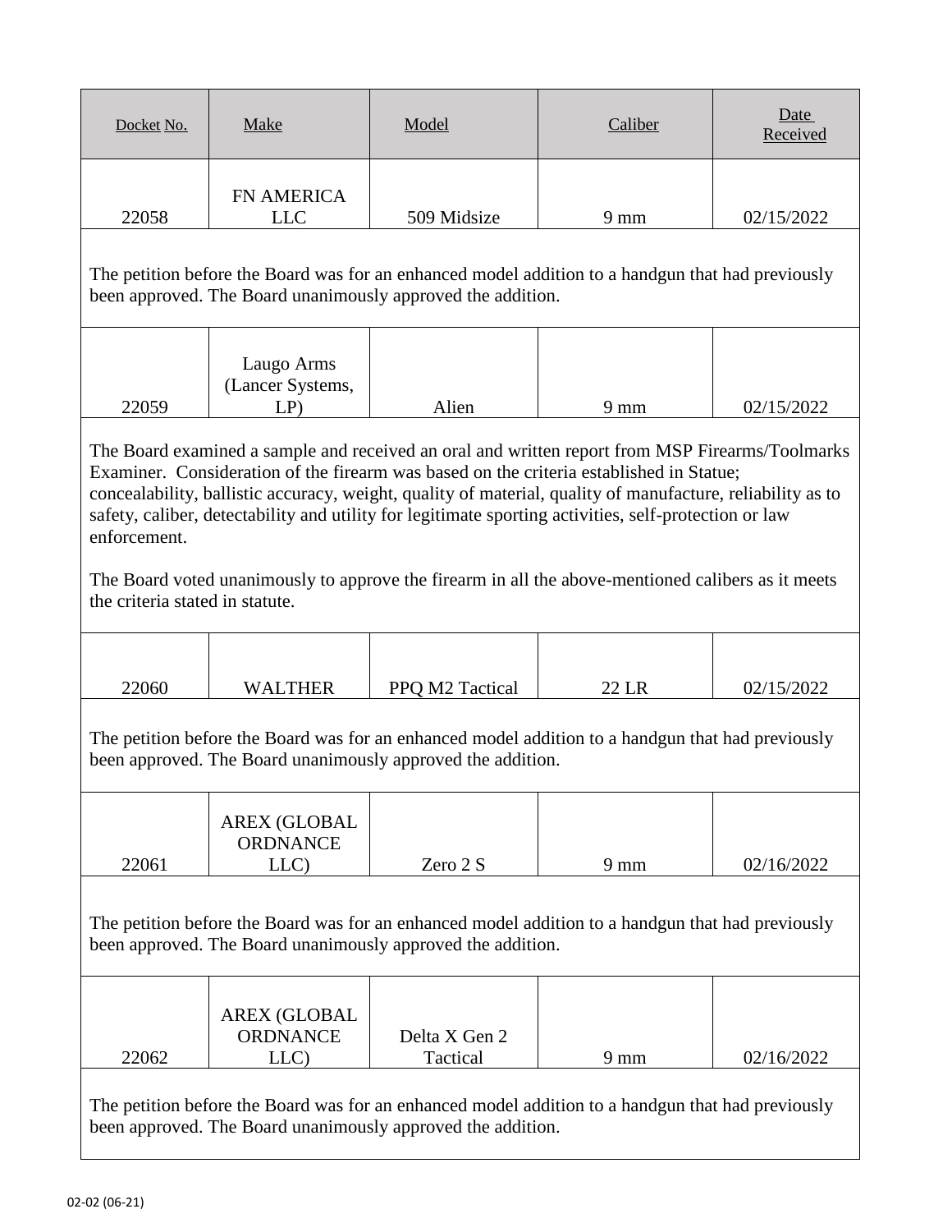| Docket No. | Make | Model | Caliber | Date Received |
|---|---|---|---|---|
| 22058 | FN AMERICA LLC | 509 Midsize | 9 mm | 02/15/2022 |

The petition before the Board was for an enhanced model addition to a handgun that had previously been approved. The Board unanimously approved the addition.

| Docket No. | Make | Model | Caliber | Date Received |
|---|---|---|---|---|
| 22059 | Laugo Arms (Lancer Systems, LP) | Alien | 9 mm | 02/15/2022 |

The Board examined a sample and received an oral and written report from MSP Firearms/Toolmarks Examiner. Consideration of the firearm was based on the criteria established in Statue; concealability, ballistic accuracy, weight, quality of material, quality of manufacture, reliability as to safety, caliber, detectability and utility for legitimate sporting activities, self-protection or law enforcement.

The Board voted unanimously to approve the firearm in all the above-mentioned calibers as it meets the criteria stated in statute.

| Docket No. | Make | Model | Caliber | Date Received |
|---|---|---|---|---|
| 22060 | WALTHER | PPQ M2 Tactical | 22 LR | 02/15/2022 |

The petition before the Board was for an enhanced model addition to a handgun that had previously been approved. The Board unanimously approved the addition.

| Docket No. | Make | Model | Caliber | Date Received |
|---|---|---|---|---|
| 22061 | AREX (GLOBAL ORDNANCE LLC) | Zero 2 S | 9 mm | 02/16/2022 |

The petition before the Board was for an enhanced model addition to a handgun that had previously been approved. The Board unanimously approved the addition.

| Docket No. | Make | Model | Caliber | Date Received |
|---|---|---|---|---|
| 22062 | AREX (GLOBAL ORDNANCE LLC) | Delta X Gen 2 Tactical | 9 mm | 02/16/2022 |

The petition before the Board was for an enhanced model addition to a handgun that had previously been approved. The Board unanimously approved the addition.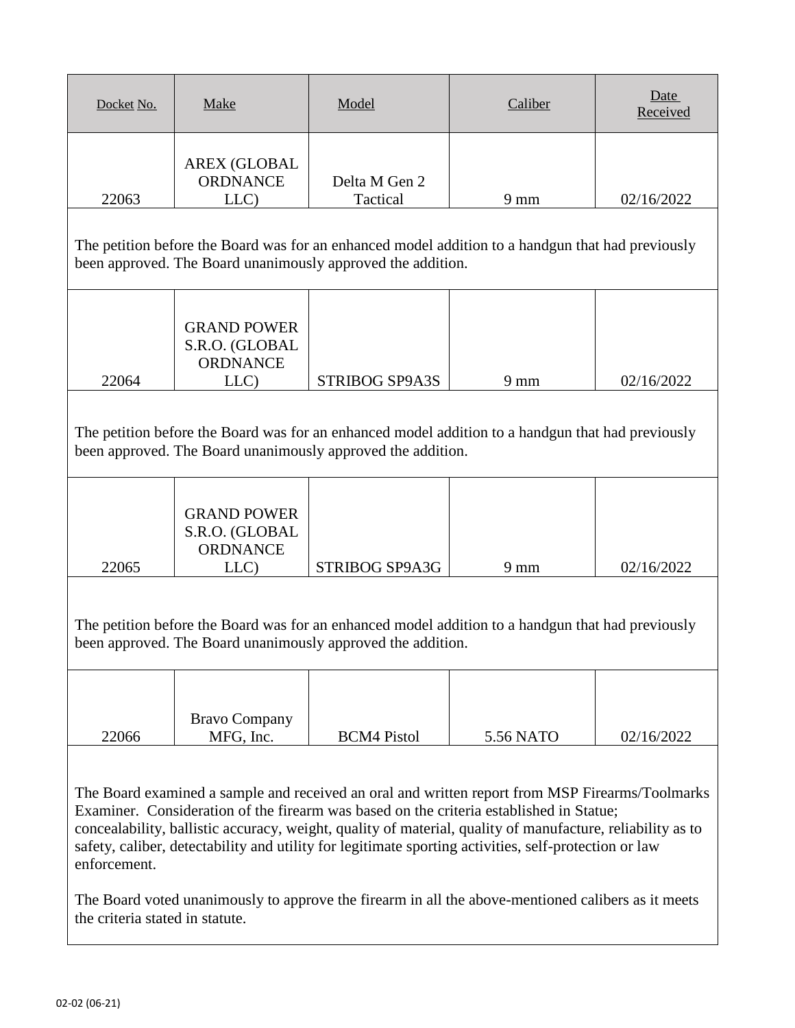| Docket No. | Make | Model | Caliber | Date Received |
|---|---|---|---|---|
| 22063 | AREX (GLOBAL ORDNANCE LLC) | Delta M Gen 2 Tactical | 9 mm | 02/16/2022 |
| The petition before the Board was for an enhanced model addition to a handgun that had previously been approved. The Board unanimously approved the addition. | | | | |
| 22064 | GRAND POWER S.R.O. (GLOBAL ORDNANCE LLC) | STRIBOG SP9A3S | 9 mm | 02/16/2022 |
| The petition before the Board was for an enhanced model addition to a handgun that had previously been approved. The Board unanimously approved the addition. | | | | |
| 22065 | GRAND POWER S.R.O. (GLOBAL ORDNANCE LLC) | STRIBOG SP9A3G | 9 mm | 02/16/2022 |
| The petition before the Board was for an enhanced model addition to a handgun that had previously been approved. The Board unanimously approved the addition. | | | | |
| 22066 | Bravo Company MFG, Inc. | BCM4 Pistol | 5.56 NATO | 02/16/2022 |
| The Board examined a sample and received an oral and written report from MSP Firearms/Toolmarks Examiner. Consideration of the firearm was based on the criteria established in Statue; concealability, ballistic accuracy, weight, quality of material, quality of manufacture, reliability as to safety, caliber, detectability and utility for legitimate sporting activities, self-protection or law enforcement.<br><br>The Board voted unanimously to approve the firearm in all the above-mentioned calibers as it meets the criteria stated in statute. | | | | |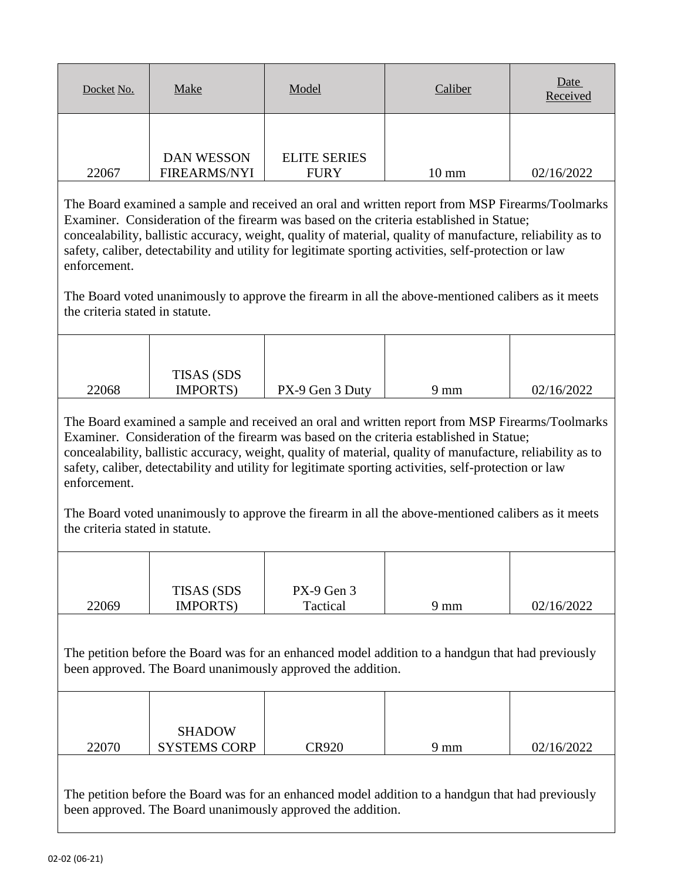| Docket No. | Make | Model | Caliber | Date Received |
|---|---|---|---|---|
| 22067 | DAN WESSON FIREARMS/NYI | ELITE SERIES FURY | 10 mm | 02/16/2022 |

The Board examined a sample and received an oral and written report from MSP Firearms/Toolmarks Examiner. Consideration of the firearm was based on the criteria established in Statue; concealability, ballistic accuracy, weight, quality of material, quality of manufacture, reliability as to safety, caliber, detectability and utility for legitimate sporting activities, self-protection or law enforcement.

The Board voted unanimously to approve the firearm in all the above-mentioned calibers as it meets the criteria stated in statute.

| Docket No. | Make | Model | Caliber | Date Received |
|---|---|---|---|---|
| 22068 | TISAS (SDS IMPORTS) | PX-9 Gen 3 Duty | 9 mm | 02/16/2022 |

The Board examined a sample and received an oral and written report from MSP Firearms/Toolmarks Examiner. Consideration of the firearm was based on the criteria established in Statue; concealability, ballistic accuracy, weight, quality of material, quality of manufacture, reliability as to safety, caliber, detectability and utility for legitimate sporting activities, self-protection or law enforcement.

The Board voted unanimously to approve the firearm in all the above-mentioned calibers as it meets the criteria stated in statute.

| Docket No. | Make | Model | Caliber | Date Received |
|---|---|---|---|---|
| 22069 | TISAS (SDS IMPORTS) | PX-9 Gen 3 Tactical | 9 mm | 02/16/2022 |

The petition before the Board was for an enhanced model addition to a handgun that had previously been approved. The Board unanimously approved the addition.

| Docket No. | Make | Model | Caliber | Date Received |
|---|---|---|---|---|
| 22070 | SHADOW SYSTEMS CORP | CR920 | 9 mm | 02/16/2022 |

The petition before the Board was for an enhanced model addition to a handgun that had previously been approved. The Board unanimously approved the addition.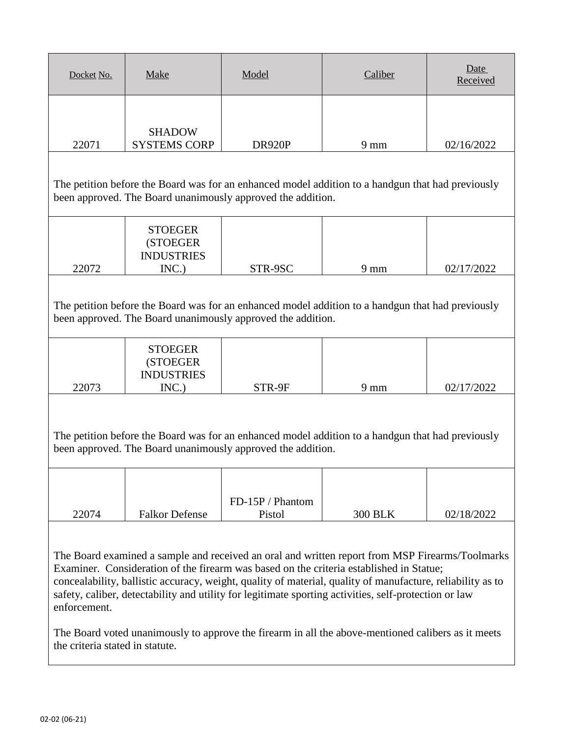| Docket No. | Make | Model | Caliber | Date Received |
|---|---|---|---|---|
| 22071 | SHADOW SYSTEMS CORP | DR920P | 9 mm | 02/16/2022 |

The petition before the Board was for an enhanced model addition to a handgun that had previously been approved. The Board unanimously approved the addition.

| Docket No. | Make | Model | Caliber | Date Received |
|---|---|---|---|---|
| 22072 | STOEGER (STOEGER INDUSTRIES INC.) | STR-9SC | 9 mm | 02/17/2022 |

The petition before the Board was for an enhanced model addition to a handgun that had previously been approved. The Board unanimously approved the addition.

| Docket No. | Make | Model | Caliber | Date Received |
|---|---|---|---|---|
| 22073 | STOEGER (STOEGER INDUSTRIES INC.) | STR-9F | 9 mm | 02/17/2022 |

The petition before the Board was for an enhanced model addition to a handgun that had previously been approved. The Board unanimously approved the addition.

| Docket No. | Make | Model | Caliber | Date Received |
|---|---|---|---|---|
| 22074 | Falkor Defense | FD-15P / Phantom Pistol | 300 BLK | 02/18/2022 |

The Board examined a sample and received an oral and written report from MSP Firearms/Toolmarks Examiner. Consideration of the firearm was based on the criteria established in Statue; concealability, ballistic accuracy, weight, quality of material, quality of manufacture, reliability as to safety, caliber, detectability and utility for legitimate sporting activities, self-protection or law enforcement.

The Board voted unanimously to approve the firearm in all the above-mentioned calibers as it meets the criteria stated in statute.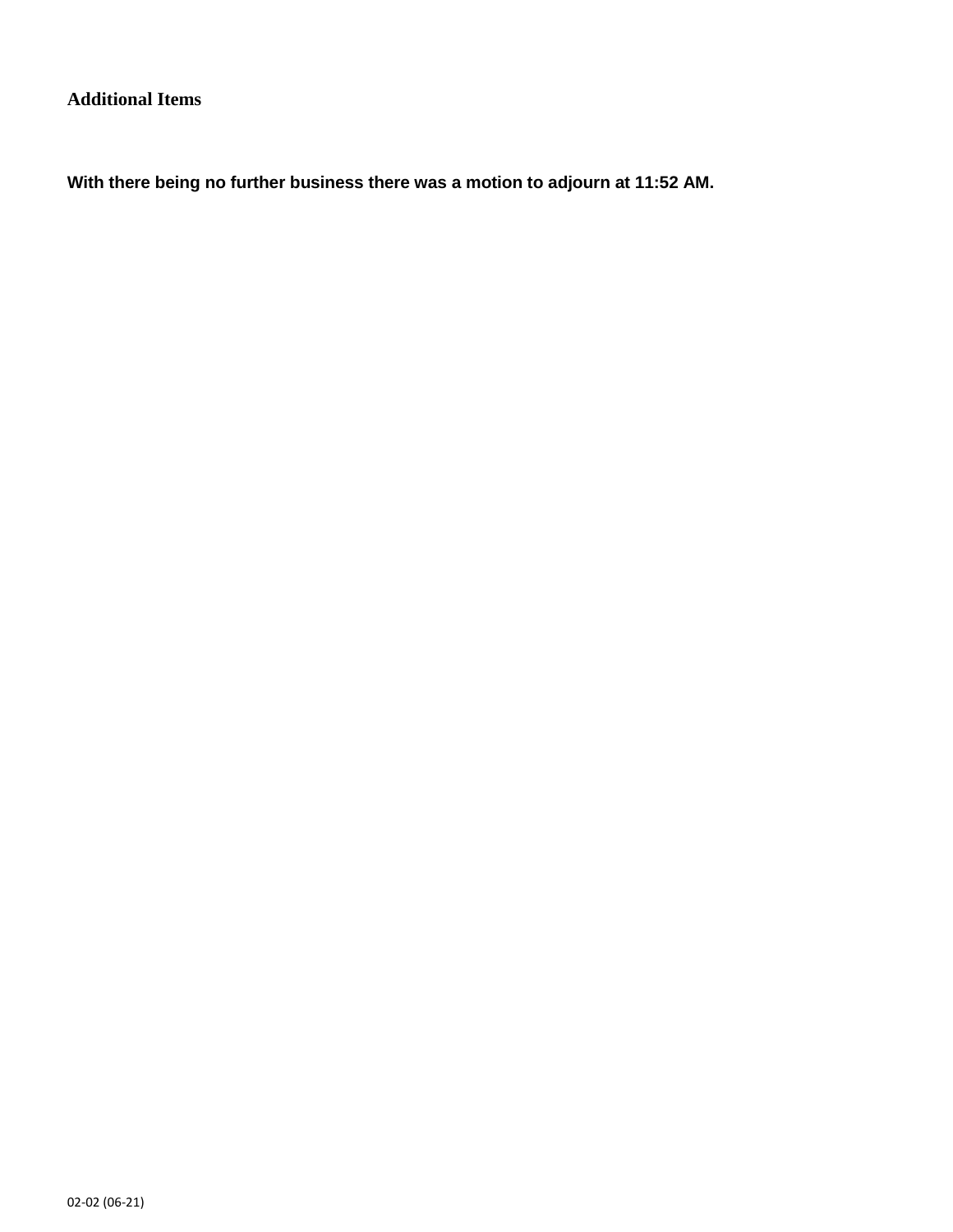### Additional Items

**With there being no further business there was a motion to adjourn at 11:52 AM.**